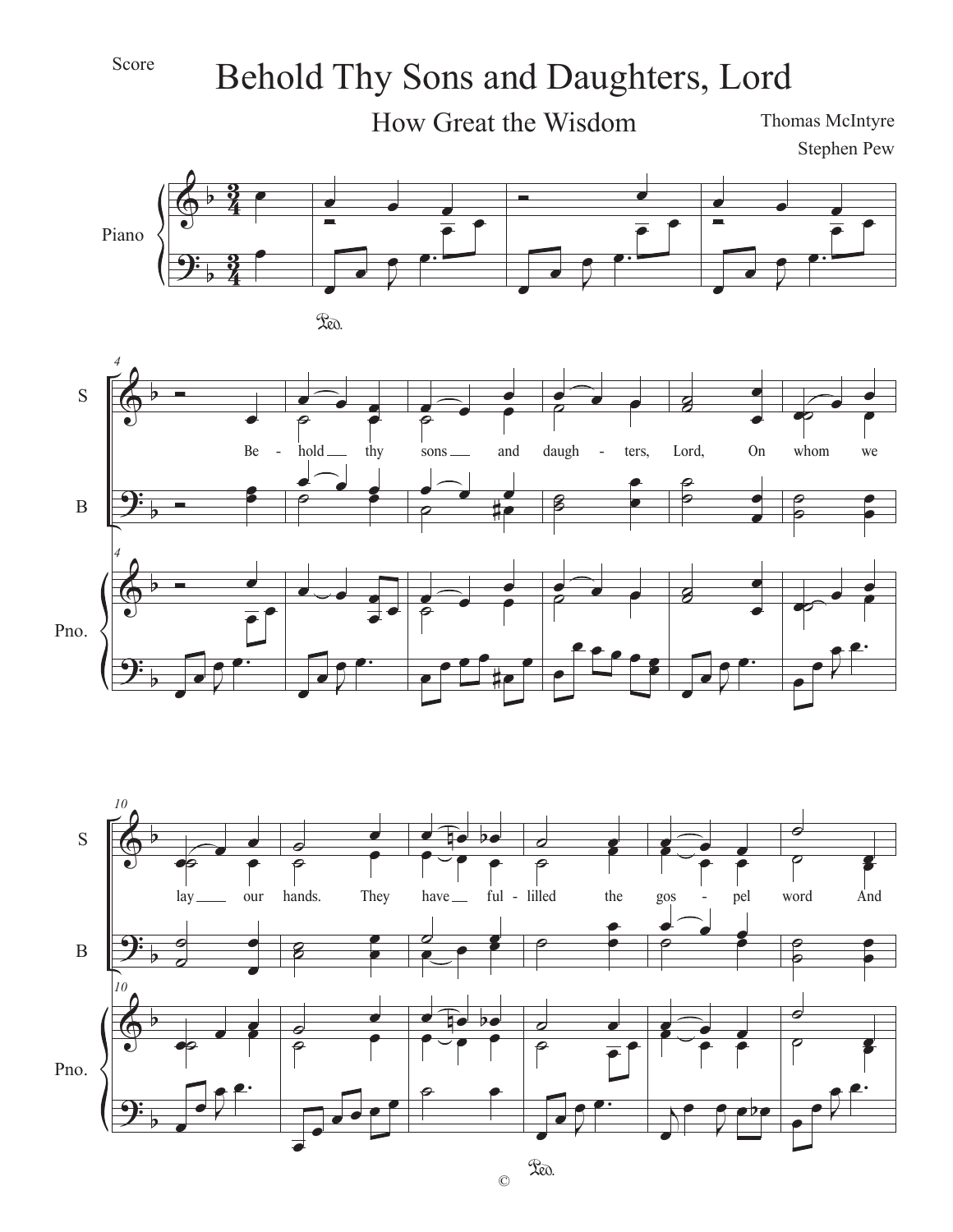Score

# Behold Thy Sons and Daughters, Lord

## How Great the Wisdom

Thomas McIntyre

Stephen Pew

Piano

S

B

Pno.

Be - hold thy sons and daugh - ters, Lord, On whom we

lay our hands. They have ful - lilled the gos - pel word And

©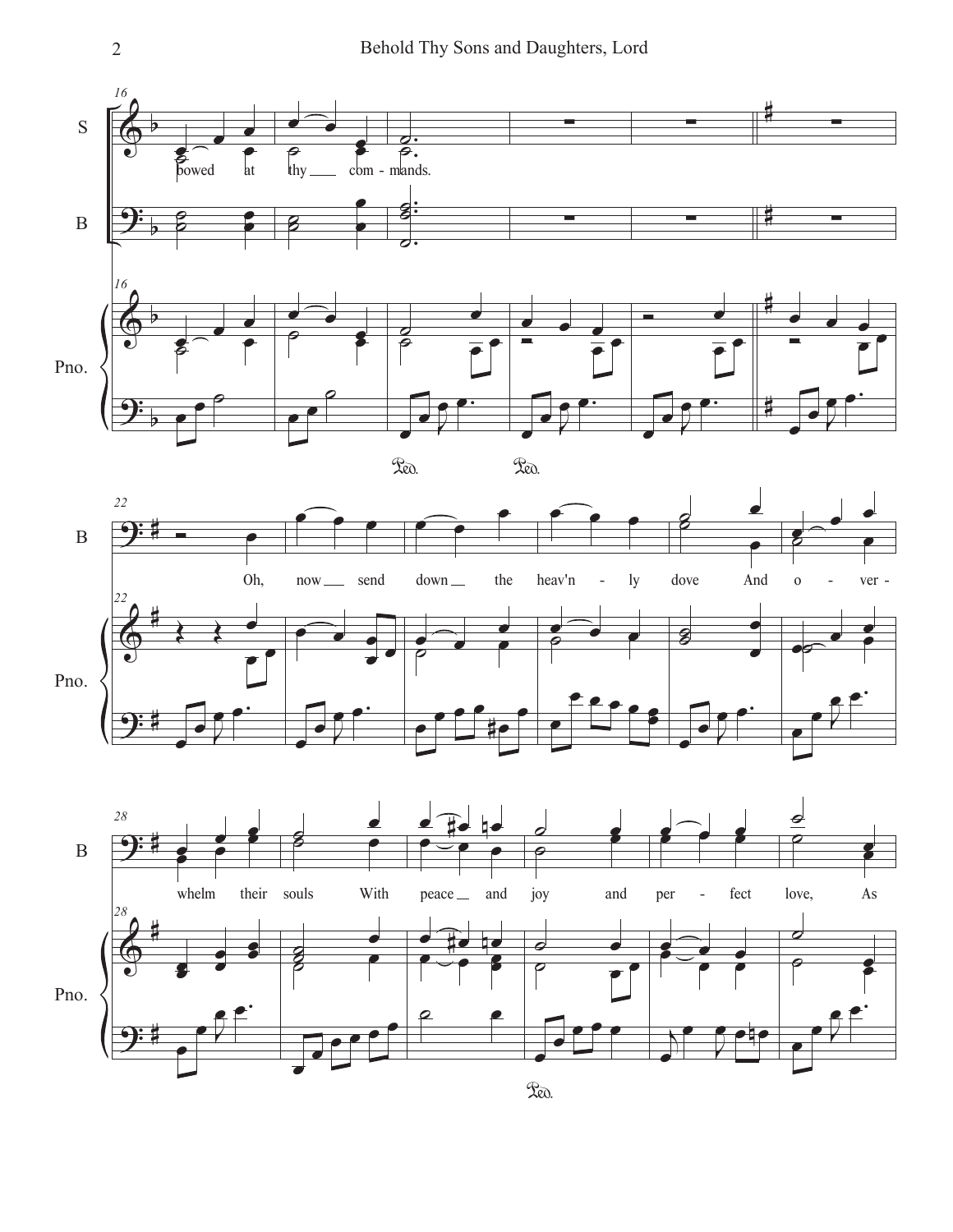bowed at thy com - mands.

Oh, now send down the heav'n - ly dove And o - ver - whelm their souls With peace and joy and per - fect love, As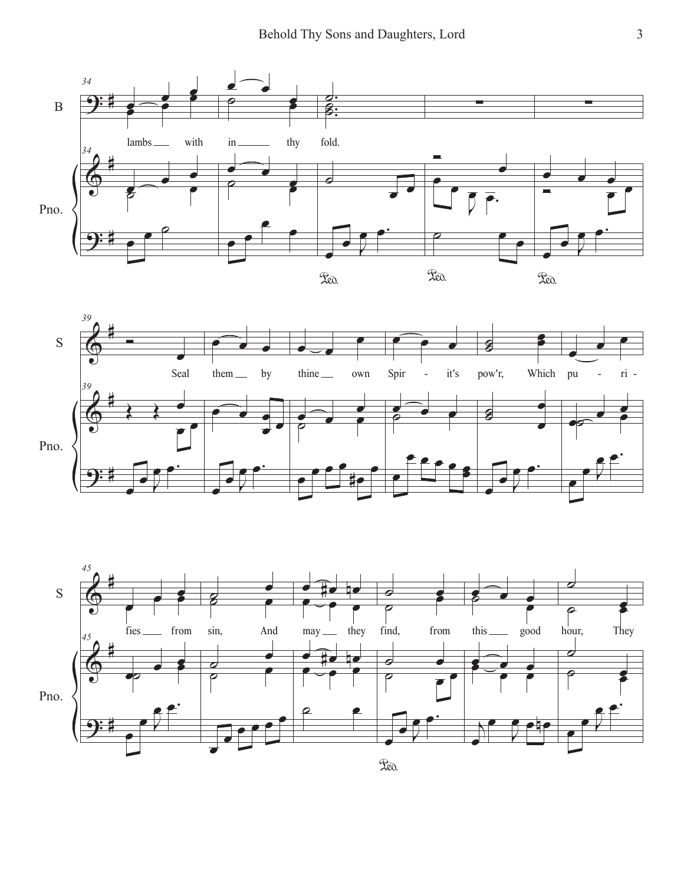lambs with in thy fold.

Seal them by thine own Spir - it's pow'r, Which pu - ri - fies from sin, And may they find, from this good hour, They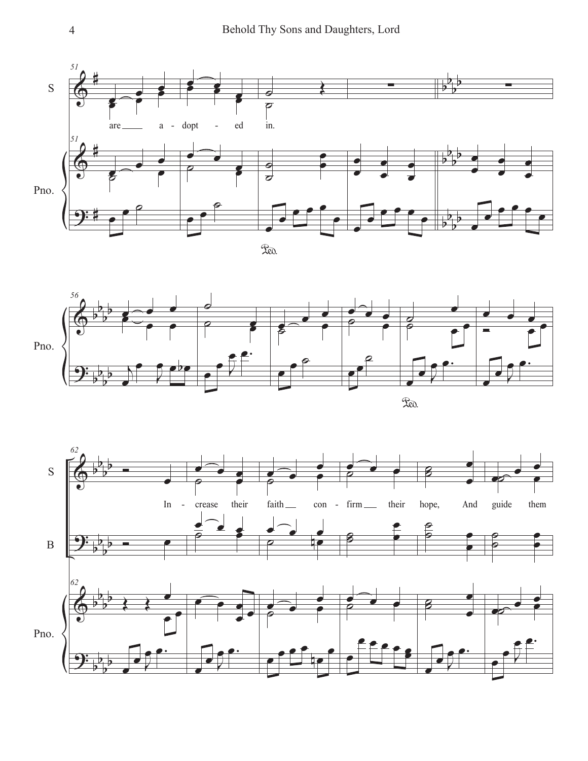51

S

are a - dopt - ed in.

Pno.

56

Pno.

62

S

In - crease their faith con - firm their hope, And guide them

B

Pno.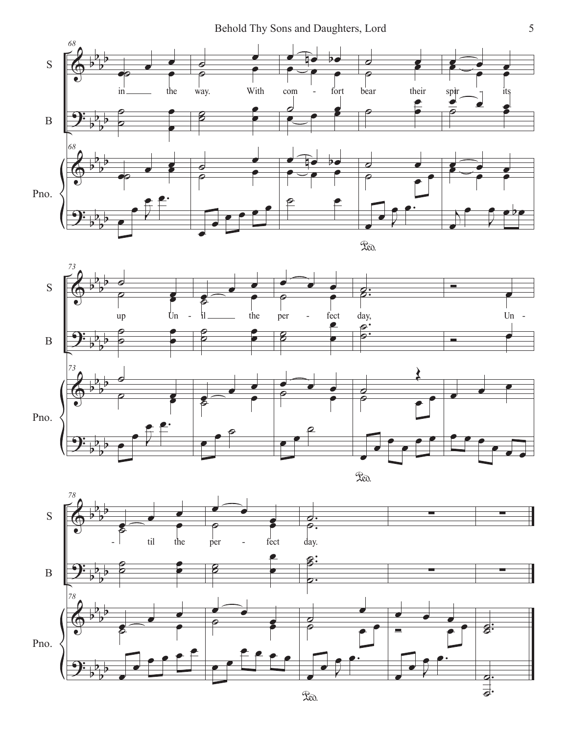in the way. With com - fort bear their spir its

up Un - til the per - fect day, Un -

til the per - fect day.